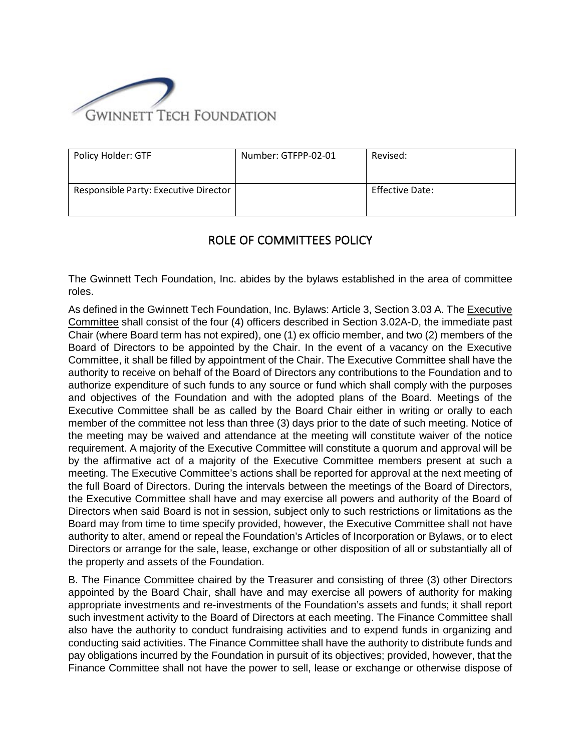GWINNETT TECH FOUNDATION

| Policy Holder: GTF | Number: GTFPP-02-01 | Revised: |
| --- | --- | --- |
| Responsible Party: Executive Director | | Effective Date: |

## ROLE OF COMMITTEES POLICY

The Gwinnett Tech Foundation, Inc. abides by the bylaws established in the area of committee roles.

As defined in the Gwinnett Tech Foundation, Inc. Bylaws: Article 3, Section 3.03 A. The Executive Committee shall consist of the four (4) officers described in Section 3.02A-D, the immediate past Chair (where Board term has not expired), one (1) ex officio member, and two (2) members of the Board of Directors to be appointed by the Chair. In the event of a vacancy on the Executive Committee, it shall be filled by appointment of the Chair. The Executive Committee shall have the authority to receive on behalf of the Board of Directors any contributions to the Foundation and to authorize expenditure of such funds to any source or fund which shall comply with the purposes and objectives of the Foundation and with the adopted plans of the Board. Meetings of the Executive Committee shall be as called by the Board Chair either in writing or orally to each member of the committee not less than three (3) days prior to the date of such meeting. Notice of the meeting may be waived and attendance at the meeting will constitute waiver of the notice requirement. A majority of the Executive Committee will constitute a quorum and approval will be by the affirmative act of a majority of the Executive Committee members present at such a meeting. The Executive Committee's actions shall be reported for approval at the next meeting of the full Board of Directors. During the intervals between the meetings of the Board of Directors, the Executive Committee shall have and may exercise all powers and authority of the Board of Directors when said Board is not in session, subject only to such restrictions or limitations as the Board may from time to time specify provided, however, the Executive Committee shall not have authority to alter, amend or repeal the Foundation's Articles of Incorporation or Bylaws, or to elect Directors or arrange for the sale, lease, exchange or other disposition of all or substantially all of the property and assets of the Foundation.

B. The Finance Committee chaired by the Treasurer and consisting of three (3) other Directors appointed by the Board Chair, shall have and may exercise all powers of authority for making appropriate investments and re-investments of the Foundation's assets and funds; it shall report such investment activity to the Board of Directors at each meeting. The Finance Committee shall also have the authority to conduct fundraising activities and to expend funds in organizing and conducting said activities. The Finance Committee shall have the authority to distribute funds and pay obligations incurred by the Foundation in pursuit of its objectives; provided, however, that the Finance Committee shall not have the power to sell, lease or exchange or otherwise dispose of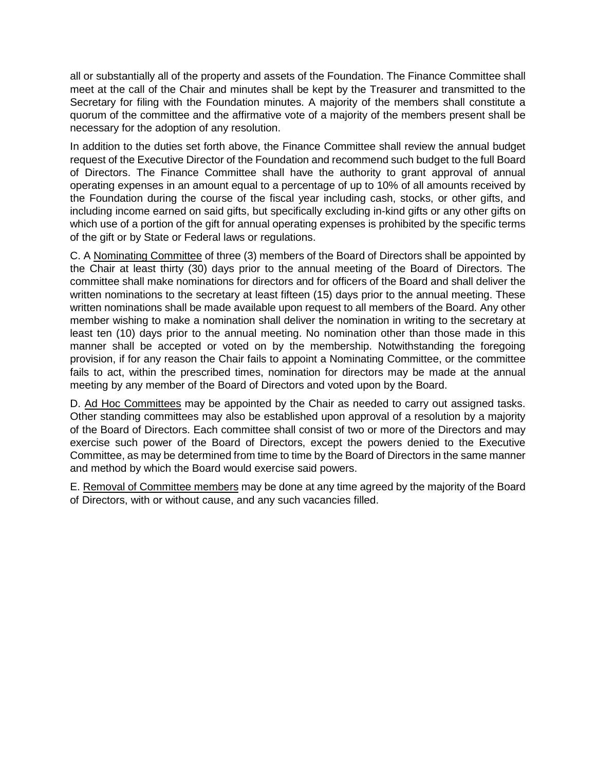all or substantially all of the property and assets of the Foundation. The Finance Committee shall meet at the call of the Chair and minutes shall be kept by the Treasurer and transmitted to the Secretary for filing with the Foundation minutes. A majority of the members shall constitute a quorum of the committee and the affirmative vote of a majority of the members present shall be necessary for the adoption of any resolution.

In addition to the duties set forth above, the Finance Committee shall review the annual budget request of the Executive Director of the Foundation and recommend such budget to the full Board of Directors. The Finance Committee shall have the authority to grant approval of annual operating expenses in an amount equal to a percentage of up to 10% of all amounts received by the Foundation during the course of the fiscal year including cash, stocks, or other gifts, and including income earned on said gifts, but specifically excluding in-kind gifts or any other gifts on which use of a portion of the gift for annual operating expenses is prohibited by the specific terms of the gift or by State or Federal laws or regulations.

C. A Nominating Committee of three (3) members of the Board of Directors shall be appointed by the Chair at least thirty (30) days prior to the annual meeting of the Board of Directors. The committee shall make nominations for directors and for officers of the Board and shall deliver the written nominations to the secretary at least fifteen (15) days prior to the annual meeting. These written nominations shall be made available upon request to all members of the Board. Any other member wishing to make a nomination shall deliver the nomination in writing to the secretary at least ten (10) days prior to the annual meeting. No nomination other than those made in this manner shall be accepted or voted on by the membership. Notwithstanding the foregoing provision, if for any reason the Chair fails to appoint a Nominating Committee, or the committee fails to act, within the prescribed times, nomination for directors may be made at the annual meeting by any member of the Board of Directors and voted upon by the Board.

D. Ad Hoc Committees may be appointed by the Chair as needed to carry out assigned tasks. Other standing committees may also be established upon approval of a resolution by a majority of the Board of Directors. Each committee shall consist of two or more of the Directors and may exercise such power of the Board of Directors, except the powers denied to the Executive Committee, as may be determined from time to time by the Board of Directors in the same manner and method by which the Board would exercise said powers.

E. Removal of Committee members may be done at any time agreed by the majority of the Board of Directors, with or without cause, and any such vacancies filled.